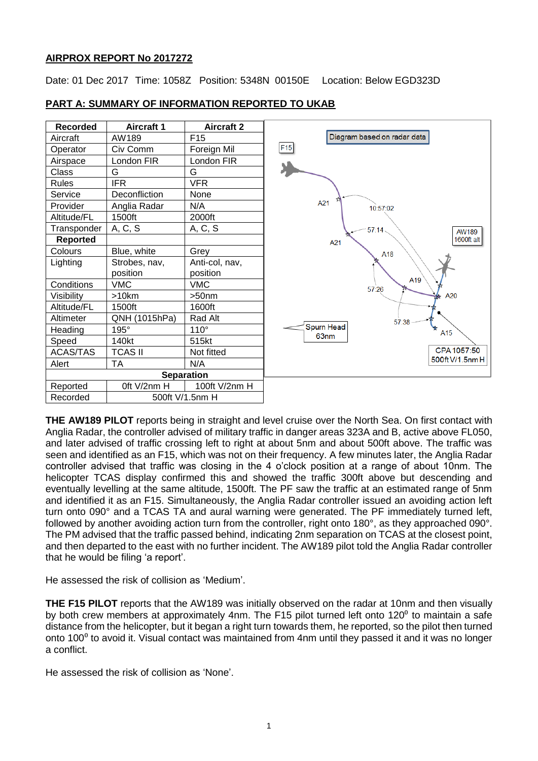## AIRPROX REPORT No 2017272

Date: 01 Dec 2017 Time: 1058Z Position: 5348N 00150E Location: Below EGD323D

## PART A: SUMMARY OF INFORMATION REPORTED TO UKAB

| Recorded | Aircraft 1 | Aircraft 2 |
|---|---|---|
| Aircraft | AW189 | F15 |
| Operator | Civ Comm | Foreign Mil |
| Airspace | London FIR | London FIR |
| Class | G | G |
| Rules | IFR | VFR |
| Service | Deconfliction | None |
| Provider | Anglia Radar | N/A |
| Altitude/FL | 1500ft | 2000ft |
| Transponder | A, C, S | A, C, S |
| **Reported** | | |
| Colours | Blue, white | Grey |
| Lighting | Strobes, nav, position | Anti-col, nav, position |
| Conditions | VMC | VMC |
| Visibility | >10km | >50nm |
| Altitude/FL | 1500ft | 1600ft |
| Altimeter | QNH (1015hPa) | Rad Alt |
| Heading | 195° | 110° |
| Speed | 140kt | 515kt |
| ACAS/TAS | TCAS II | Not fitted |
| Alert | TA | N/A |
| **Separation** | | |
| Reported | 0ft V/2nm H | 100ft V/2nm H |
| Recorded | 500ft V/1.5nm H | |

Diagram based on radar data

F15

A21

10:57:02

57:14

A21

AW189 1600ft alt

A18

A19

57:26

A20

57:38

Spurn Head 63nm

A15

CPA 1057:50 500ft V/1.5nm H

**THE AW189 PILOT** reports being in straight and level cruise over the North Sea. On first contact with Anglia Radar, the controller advised of military traffic in danger areas 323A and B, active above FL050, and later advised of traffic crossing left to right at about 5nm and about 500ft above. The traffic was seen and identified as an F15, which was not on their frequency. A few minutes later, the Anglia Radar controller advised that traffic was closing in the 4 o'clock position at a range of about 10nm. The helicopter TCAS display confirmed this and showed the traffic 300ft above but descending and eventually levelling at the same altitude, 1500ft. The PF saw the traffic at an estimated range of 5nm and identified it as an F15. Simultaneously, the Anglia Radar controller issued an avoiding action left turn onto 090° and a TCAS TA and aural warning were generated. The PF immediately turned left, followed by another avoiding action turn from the controller, right onto 180°, as they approached 090°. The PM advised that the traffic passed behind, indicating 2nm separation on TCAS at the closest point, and then departed to the east with no further incident. The AW189 pilot told the Anglia Radar controller that he would be filing 'a report'.

He assessed the risk of collision as 'Medium'.

**THE F15 PILOT** reports that the AW189 was initially observed on the radar at 10nm and then visually by both crew members at approximately 4nm. The F15 pilot turned left onto 120° to maintain a safe distance from the helicopter, but it began a right turn towards them, he reported, so the pilot then turned onto 100° to avoid it. Visual contact was maintained from 4nm until they passed it and it was no longer a conflict.

He assessed the risk of collision as 'None'.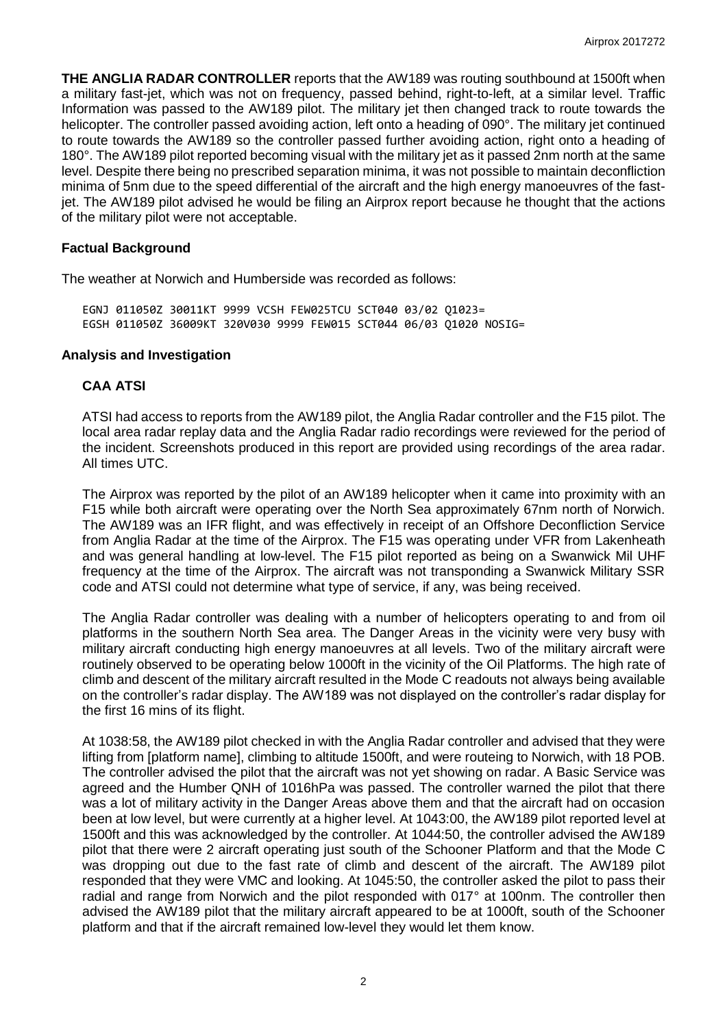**THE ANGLIA RADAR CONTROLLER** reports that the AW189 was routing southbound at 1500ft when a military fast-jet, which was not on frequency, passed behind, right-to-left, at a similar level. Traffic Information was passed to the AW189 pilot. The military jet then changed track to route towards the helicopter. The controller passed avoiding action, left onto a heading of 090°. The military jet continued to route towards the AW189 so the controller passed further avoiding action, right onto a heading of 180°. The AW189 pilot reported becoming visual with the military jet as it passed 2nm north at the same level. Despite there being no prescribed separation minima, it was not possible to maintain deconfliction minima of 5nm due to the speed differential of the aircraft and the high energy manoeuvres of the fast-jet. The AW189 pilot advised he would be filing an Airprox report because he thought that the actions of the military pilot were not acceptable.

## Factual Background

The weather at Norwich and Humberside was recorded as follows:

```
EGNJ 011050Z 30011KT 9999 VCSH FEW025TCU SCT040 03/02 Q1023=
EGSH 011050Z 36009KT 320V030 9999 FEW015 SCT044 06/03 Q1020 NOSIG=
```

## Analysis and Investigation

### CAA ATSI

ATSI had access to reports from the AW189 pilot, the Anglia Radar controller and the F15 pilot. The local area radar replay data and the Anglia Radar radio recordings were reviewed for the period of the incident. Screenshots produced in this report are provided using recordings of the area radar. All times UTC.

The Airprox was reported by the pilot of an AW189 helicopter when it came into proximity with an F15 while both aircraft were operating over the North Sea approximately 67nm north of Norwich. The AW189 was an IFR flight, and was effectively in receipt of an Offshore Deconfliction Service from Anglia Radar at the time of the Airprox. The F15 was operating under VFR from Lakenheath and was general handling at low-level. The F15 pilot reported as being on a Swanwick Mil UHF frequency at the time of the Airprox. The aircraft was not transponding a Swanwick Military SSR code and ATSI could not determine what type of service, if any, was being received.

The Anglia Radar controller was dealing with a number of helicopters operating to and from oil platforms in the southern North Sea area. The Danger Areas in the vicinity were very busy with military aircraft conducting high energy manoeuvres at all levels. Two of the military aircraft were routinely observed to be operating below 1000ft in the vicinity of the Oil Platforms. The high rate of climb and descent of the military aircraft resulted in the Mode C readouts not always being available on the controller's radar display. The AW189 was not displayed on the controller's radar display for the first 16 mins of its flight.

At 1038:58, the AW189 pilot checked in with the Anglia Radar controller and advised that they were lifting from [platform name], climbing to altitude 1500ft, and were routeing to Norwich, with 18 POB. The controller advised the pilot that the aircraft was not yet showing on radar. A Basic Service was agreed and the Humber QNH of 1016hPa was passed. The controller warned the pilot that there was a lot of military activity in the Danger Areas above them and that the aircraft had on occasion been at low level, but were currently at a higher level. At 1043:00, the AW189 pilot reported level at 1500ft and this was acknowledged by the controller. At 1044:50, the controller advised the AW189 pilot that there were 2 aircraft operating just south of the Schooner Platform and that the Mode C was dropping out due to the fast rate of climb and descent of the aircraft. The AW189 pilot responded that they were VMC and looking. At 1045:50, the controller asked the pilot to pass their radial and range from Norwich and the pilot responded with 017° at 100nm. The controller then advised the AW189 pilot that the military aircraft appeared to be at 1000ft, south of the Schooner platform and that if the aircraft remained low-level they would let them know.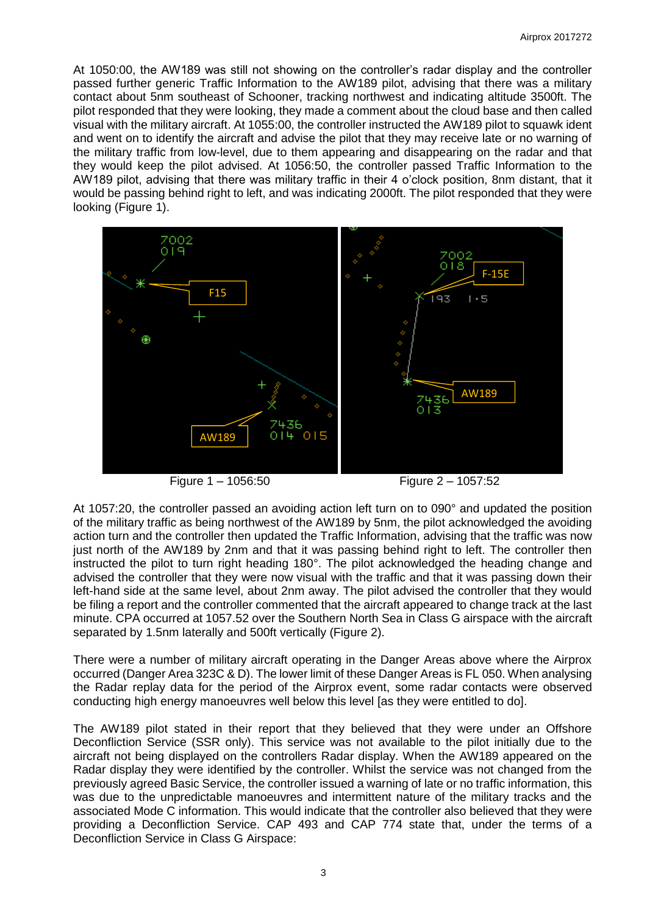At 1050:00, the AW189 was still not showing on the controller's radar display and the controller passed further generic Traffic Information to the AW189 pilot, advising that there was a military contact about 5nm southeast of Schooner, tracking northwest and indicating altitude 3500ft. The pilot responded that they were looking, they made a comment about the cloud base and then called visual with the military aircraft. At 1055:00, the controller instructed the AW189 pilot to squawk ident and went on to identify the aircraft and advise the pilot that they may receive late or no warning of the military traffic from low-level, due to them appearing and disappearing on the radar and that they would keep the pilot advised. At 1056:50, the controller passed Traffic Information to the AW189 pilot, advising that there was military traffic in their 4 o'clock position, 8nm distant, that it would be passing behind right to left, and was indicating 2000ft. The pilot responded that they were looking (Figure 1).

7002
019
F15
AW189
7436
014 015

Figure 1 – 1056:50

7002
018
F-15E
193 1·5
AW189
7436
013

Figure 2 – 1057:52

At 1057:20, the controller passed an avoiding action left turn on to 090° and updated the position of the military traffic as being northwest of the AW189 by 5nm, the pilot acknowledged the avoiding action turn and the controller then updated the Traffic Information, advising that the traffic was now just north of the AW189 by 2nm and that it was passing behind right to left. The controller then instructed the pilot to turn right heading 180°. The pilot acknowledged the heading change and advised the controller that they were now visual with the traffic and that it was passing down their left-hand side at the same level, about 2nm away. The pilot advised the controller that they would be filing a report and the controller commented that the aircraft appeared to change track at the last minute. CPA occurred at 1057.52 over the Southern North Sea in Class G airspace with the aircraft separated by 1.5nm laterally and 500ft vertically (Figure 2).

There were a number of military aircraft operating in the Danger Areas above where the Airprox occurred (Danger Area 323C & D). The lower limit of these Danger Areas is FL 050. When analysing the Radar replay data for the period of the Airprox event, some radar contacts were observed conducting high energy manoeuvres well below this level [as they were entitled to do].

The AW189 pilot stated in their report that they believed that they were under an Offshore Deconfliction Service (SSR only). This service was not available to the pilot initially due to the aircraft not being displayed on the controllers Radar display. When the AW189 appeared on the Radar display they were identified by the controller. Whilst the service was not changed from the previously agreed Basic Service, the controller issued a warning of late or no traffic information, this was due to the unpredictable manoeuvres and intermittent nature of the military tracks and the associated Mode C information. This would indicate that the controller also believed that they were providing a Deconfliction Service. CAP 493 and CAP 774 state that, under the terms of a Deconfliction Service in Class G Airspace: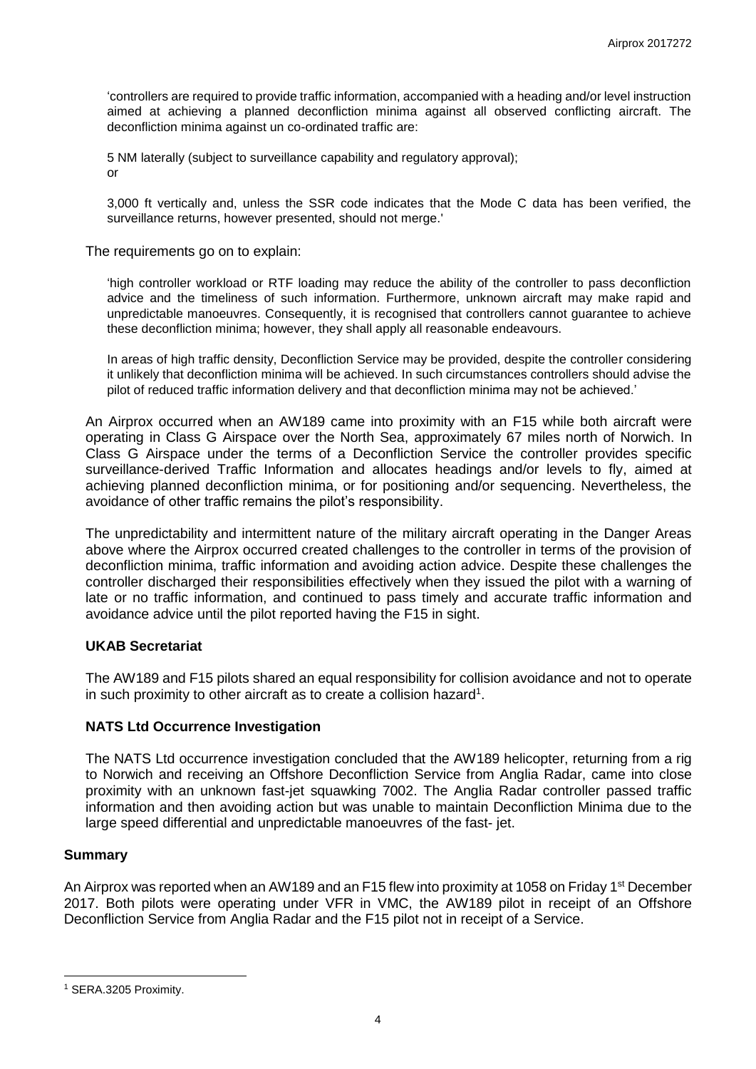'controllers are required to provide traffic information, accompanied with a heading and/or level instruction aimed at achieving a planned deconfliction minima against all observed conflicting aircraft. The deconfliction minima against un co-ordinated traffic are:

5 NM laterally (subject to surveillance capability and regulatory approval);
or

3,000 ft vertically and, unless the SSR code indicates that the Mode C data has been verified, the surveillance returns, however presented, should not merge.'

The requirements go on to explain:

'high controller workload or RTF loading may reduce the ability of the controller to pass deconfliction advice and the timeliness of such information. Furthermore, unknown aircraft may make rapid and unpredictable manoeuvres. Consequently, it is recognised that controllers cannot guarantee to achieve these deconfliction minima; however, they shall apply all reasonable endeavours.

In areas of high traffic density, Deconfliction Service may be provided, despite the controller considering it unlikely that deconfliction minima will be achieved. In such circumstances controllers should advise the pilot of reduced traffic information delivery and that deconfliction minima may not be achieved.'

An Airprox occurred when an AW189 came into proximity with an F15 while both aircraft were operating in Class G Airspace over the North Sea, approximately 67 miles north of Norwich. In Class G Airspace under the terms of a Deconfliction Service the controller provides specific surveillance-derived Traffic Information and allocates headings and/or levels to fly, aimed at achieving planned deconfliction minima, or for positioning and/or sequencing. Nevertheless, the avoidance of other traffic remains the pilot's responsibility.

The unpredictability and intermittent nature of the military aircraft operating in the Danger Areas above where the Airprox occurred created challenges to the controller in terms of the provision of deconfliction minima, traffic information and avoiding action advice. Despite these challenges the controller discharged their responsibilities effectively when they issued the pilot with a warning of late or no traffic information, and continued to pass timely and accurate traffic information and avoidance advice until the pilot reported having the F15 in sight.

### UKAB Secretariat

The AW189 and F15 pilots shared an equal responsibility for collision avoidance and not to operate in such proximity to other aircraft as to create a collision hazard[1].

### NATS Ltd Occurrence Investigation

The NATS Ltd occurrence investigation concluded that the AW189 helicopter, returning from a rig to Norwich and receiving an Offshore Deconfliction Service from Anglia Radar, came into close proximity with an unknown fast-jet squawking 7002. The Anglia Radar controller passed traffic information and then avoiding action but was unable to maintain Deconfliction Minima due to the large speed differential and unpredictable manoeuvres of the fast- jet.

## Summary

An Airprox was reported when an AW189 and an F15 flew into proximity at 1058 on Friday 1st December 2017. Both pilots were operating under VFR in VMC, the AW189 pilot in receipt of an Offshore Deconfliction Service from Anglia Radar and the F15 pilot not in receipt of a Service.

[1] SERA.3205 Proximity.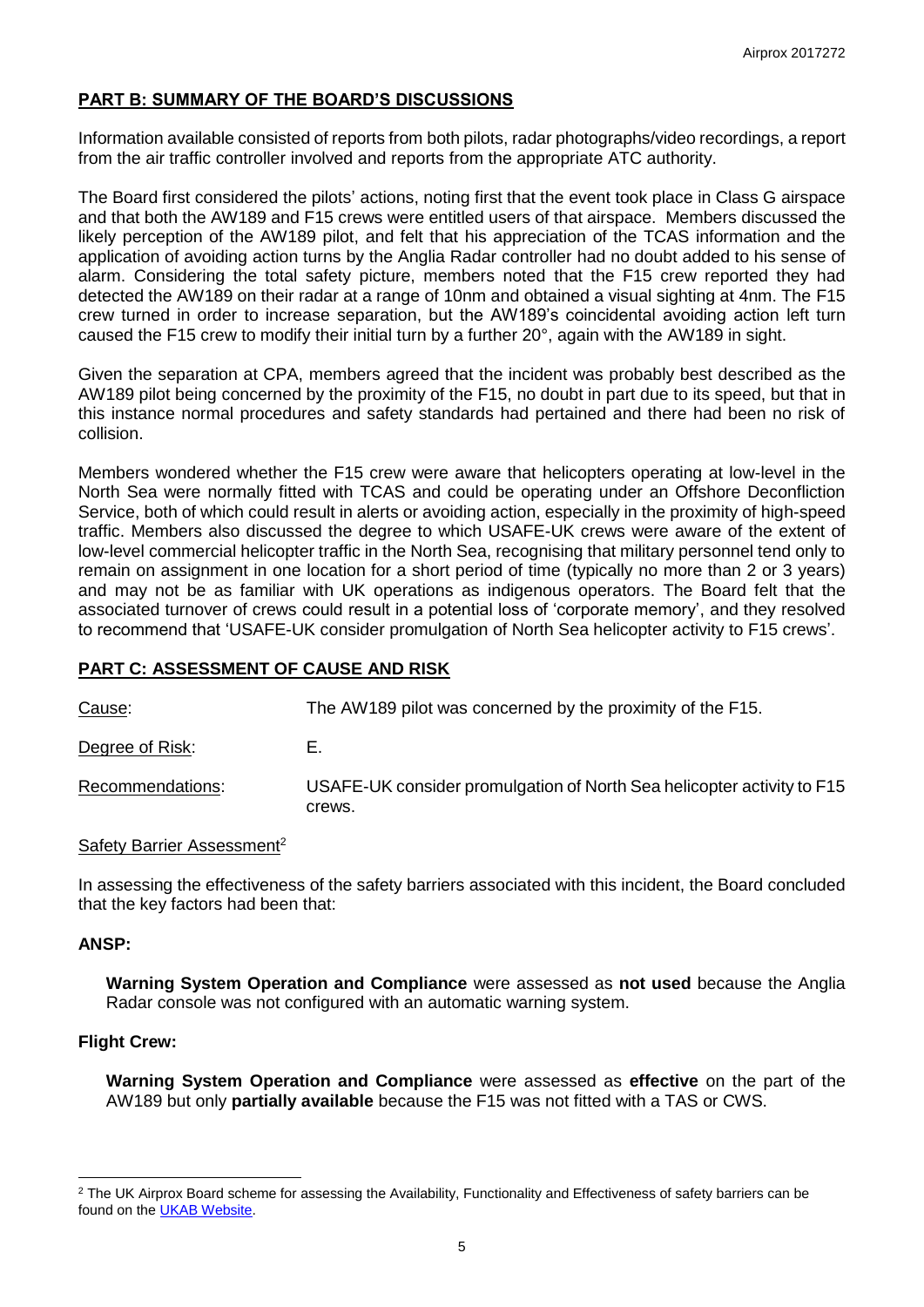## PART B: SUMMARY OF THE BOARD'S DISCUSSIONS

Information available consisted of reports from both pilots, radar photographs/video recordings, a report from the air traffic controller involved and reports from the appropriate ATC authority.

The Board first considered the pilots' actions, noting first that the event took place in Class G airspace and that both the AW189 and F15 crews were entitled users of that airspace. Members discussed the likely perception of the AW189 pilot, and felt that his appreciation of the TCAS information and the application of avoiding action turns by the Anglia Radar controller had no doubt added to his sense of alarm. Considering the total safety picture, members noted that the F15 crew reported they had detected the AW189 on their radar at a range of 10nm and obtained a visual sighting at 4nm. The F15 crew turned in order to increase separation, but the AW189's coincidental avoiding action left turn caused the F15 crew to modify their initial turn by a further 20°, again with the AW189 in sight.

Given the separation at CPA, members agreed that the incident was probably best described as the AW189 pilot being concerned by the proximity of the F15, no doubt in part due to its speed, but that in this instance normal procedures and safety standards had pertained and there had been no risk of collision.

Members wondered whether the F15 crew were aware that helicopters operating at low-level in the North Sea were normally fitted with TCAS and could be operating under an Offshore Deconfliction Service, both of which could result in alerts or avoiding action, especially in the proximity of high-speed traffic. Members also discussed the degree to which USAFE-UK crews were aware of the extent of low-level commercial helicopter traffic in the North Sea, recognising that military personnel tend only to remain on assignment in one location for a short period of time (typically no more than 2 or 3 years) and may not be as familiar with UK operations as indigenous operators. The Board felt that the associated turnover of crews could result in a potential loss of 'corporate memory', and they resolved to recommend that 'USAFE-UK consider promulgation of North Sea helicopter activity to F15 crews'.

## PART C: ASSESSMENT OF CAUSE AND RISK

Cause: The AW189 pilot was concerned by the proximity of the F15.

Degree of Risk: E.

Recommendations: USAFE-UK consider promulgation of North Sea helicopter activity to F15 crews.

Safety Barrier Assessment[2]

In assessing the effectiveness of the safety barriers associated with this incident, the Board concluded that the key factors had been that:

### ANSP:

**Warning System Operation and Compliance** were assessed as **not used** because the Anglia Radar console was not configured with an automatic warning system.

### Flight Crew:

**Warning System Operation and Compliance** were assessed as **effective** on the part of the AW189 but only **partially available** because the F15 was not fitted with a TAS or CWS.

[2] The UK Airprox Board scheme for assessing the Availability, Functionality and Effectiveness of safety barriers can be found on the UKAB Website.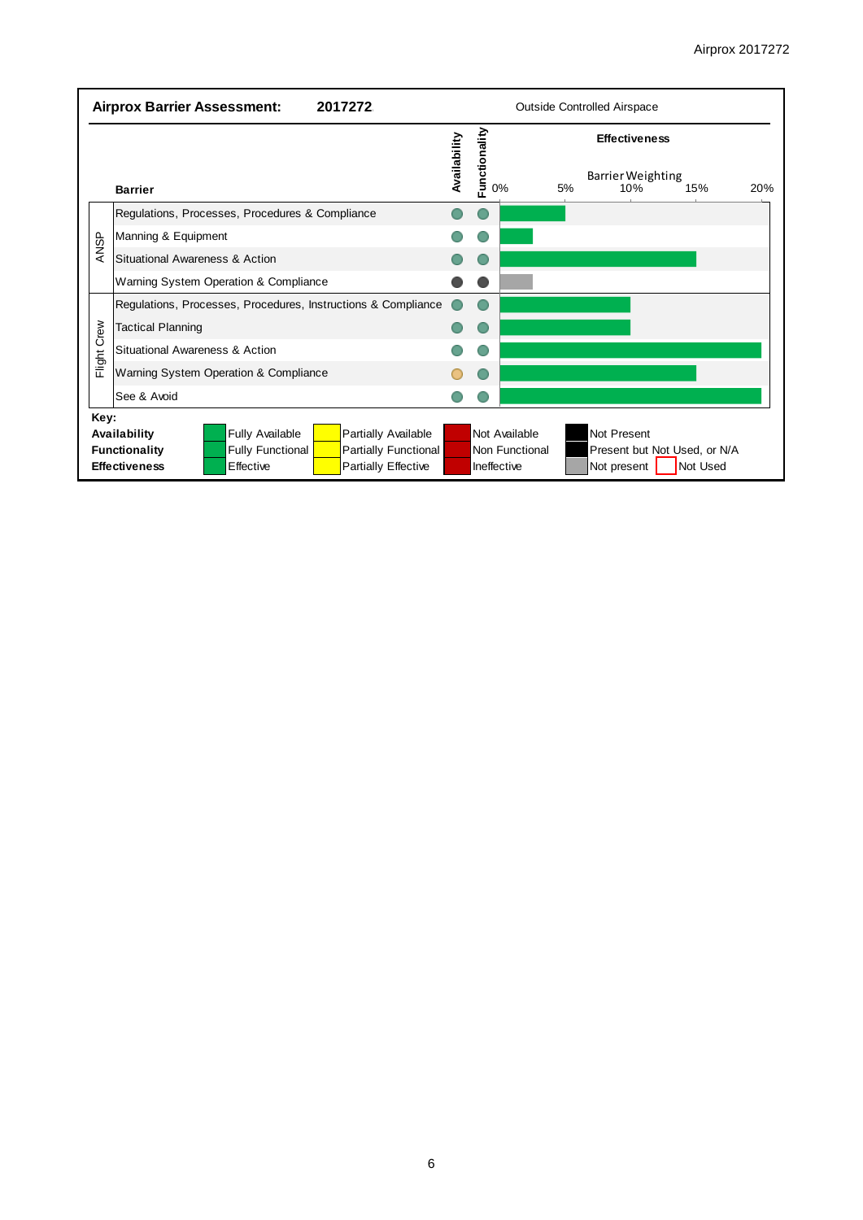**Airprox Barrier Assessment: 2017272**

Outside Controlled Airspace

Barrier

Availability

Functionality

Effectiveness

Barrier Weighting

0%

5%

10%

15%

20%

ANSP

Regulations, Processes, Procedures & Compliance

Manning & Equipment

Situational Awareness & Action

Warning System Operation & Compliance

Flight Crew

Regulations, Processes, Procedures, Instructions & Compliance

Tactical Planning

Situational Awareness & Action

Warning System Operation & Compliance

See & Avoid

**Key:**

**Availability** Fully Available Partially Available Not Available Not Present

**Functionality** Fully Functional Partially Functional Non Functional Present but Not Used, or N/A

**Effectiveness** Effective Partially Effective Ineffective Not present Not Used